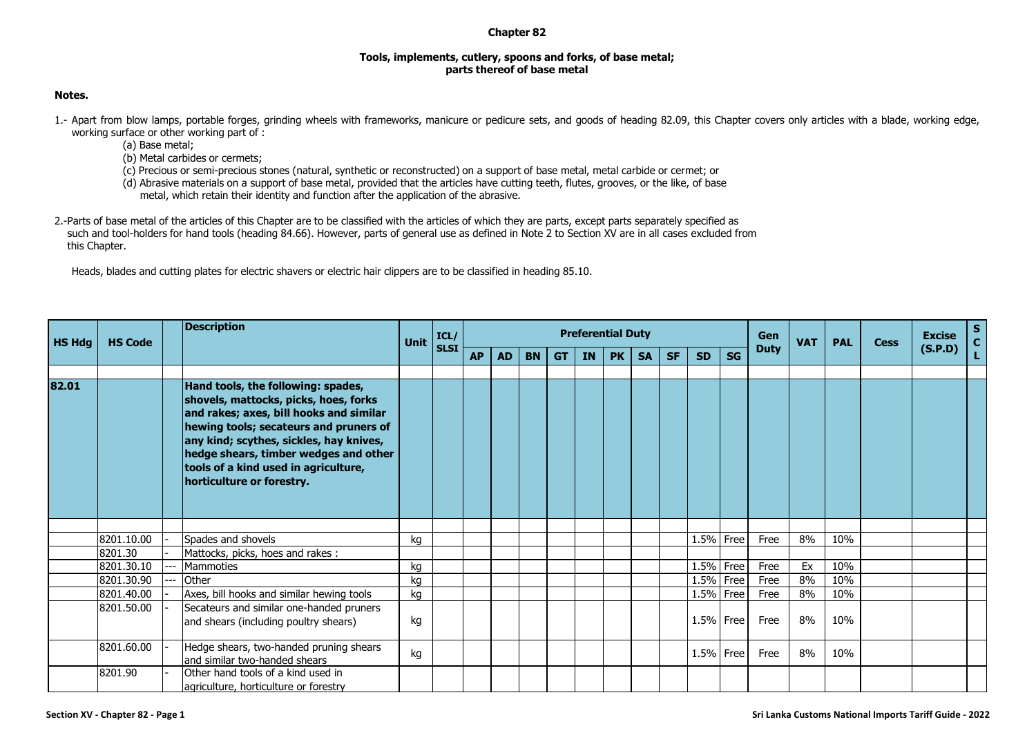## Chapter 82

### Tools, implements, cutlery, spoons and forks, of base metal; parts thereof of base metal

**Notes.**

1.- Apart from blow lamps, portable forges, grinding wheels with frameworks, manicure or pedicure sets, and goods of heading 82.09, this Chapter covers only articles with a blade, working edge, working surface or other working part of :

(a) Base metal;

(b) Metal carbides or cermets;

(c) Precious or semi-precious stones (natural, synthetic or reconstructed) on a support of base metal, metal carbide or cermet; or

(d) Abrasive materials on a support of base metal, provided that the articles have cutting teeth, flutes, grooves, or the like, of base metal, which retain their identity and function after the application of the abrasive.

2.-Parts of base metal of the articles of this Chapter are to be classified with the articles of which they are parts, except parts separately specified as such and tool-holders for hand tools (heading 84.66). However, parts of general use as defined in Note 2 to Section XV are in all cases excluded from this Chapter.

Heads, blades and cutting plates for electric shavers or electric hair clippers are to be classified in heading 85.10.

| HS Hdg | HS Code | | Description | Unit | ICL/ SLSI | Preferential Duty | | | | | | | | | | Gen Duty | VAT | PAL | Cess | Excise (S.P.D) | SCL |
|---|---|---|---|---|---|---|---|---|---|---|---|---|---|---|---|---|---|---|---|---|---|
| | | | | | | AP | AD | BN | GT | IN | PK | SA | SF | SD | SG | | | | | | |
| 82.01 | | | **Hand tools, the following: spades, shovels, mattocks, picks, hoes, forks and rakes; axes, bill hooks and similar hewing tools; secateurs and pruners of any kind; scythes, sickles, hay knives, hedge shears, timber wedges and other tools of a kind used in agriculture, horticulture or forestry.** | | | | | | | | | | | | | | | | | | |
| | 8201.10.00 | - | Spades and shovels | kg | | | | | | | | | | 1.5% | Free | Free | 8% | 10% | | | |
| | 8201.30 | - | Mattocks, picks, hoes and rakes : | | | | | | | | | | | | | | | | | | |
| | 8201.30.10 | --- | Mammoties | kg | | | | | | | | | | 1.5% | Free | Free | Ex | 10% | | | |
| | 8201.30.90 | --- | Other | kg | | | | | | | | | | 1.5% | Free | Free | 8% | 10% | | | |
| | 8201.40.00 | - | Axes, bill hooks and similar hewing tools | kg | | | | | | | | | | 1.5% | Free | Free | 8% | 10% | | | |
| | 8201.50.00 | - | Secateurs and similar one-handed pruners and shears (including poultry shears) | kg | | | | | | | | | | 1.5% | Free | Free | 8% | 10% | | | |
| | 8201.60.00 | - | Hedge shears, two-handed pruning shears and similar two-handed shears | kg | | | | | | | | | | 1.5% | Free | Free | 8% | 10% | | | |
| | 8201.90 | - | Other hand tools of a kind used in agriculture, horticulture or forestry | | | | | | | | | | | | | | | | | | |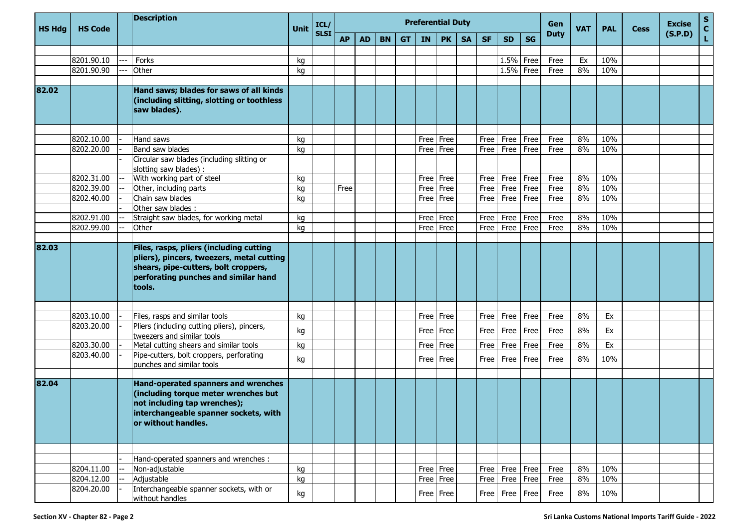| HS Hdg | HS Code | | Description | Unit | ICL/ SLSI | Preferential Duty | | | | | | | | | | Gen Duty | VAT | PAL | Cess | Excise (S.P.D) | SCL |
|---|---|---|---|---|---|---|---|---|---|---|---|---|---|---|---|---|---|---|---|---|---|
| | | | | | | AP | AD | BN | GT | IN | PK | SA | SF | SD | SG | | | | | | |
| | 8201.90.10 | --- | Forks | kg | | | | | | | | | | 1.5% | Free | Free | Ex | 10% | | | |
| | 8201.90.90 | --- | Other | kg | | | | | | | | | | 1.5% | Free | Free | 8% | 10% | | | |
| **82.02** | | | **Hand saws; blades for saws of all kinds (including slitting, slotting or toothless saw blades).** | | | | | | | | | | | | | | | | | | |
| | 8202.10.00 | - | Hand saws | kg | | | | | | Free | Free | | Free | Free | Free | Free | 8% | 10% | | | |
| | 8202.20.00 | - | Band saw blades | kg | | | | | | Free | Free | | Free | Free | Free | Free | 8% | 10% | | | |
| | | - | Circular saw blades (including slitting or slotting saw blades) : | | | | | | | | | | | | | | | | | | |
| | 8202.31.00 | -- | With working part of steel | kg | | | | | | Free | Free | | Free | Free | Free | Free | 8% | 10% | | | |
| | 8202.39.00 | -- | Other, including parts | kg | | Free | | | | Free | Free | | Free | Free | Free | Free | 8% | 10% | | | |
| | 8202.40.00 | - | Chain saw blades | kg | | | | | | Free | Free | | Free | Free | Free | Free | 8% | 10% | | | |
| | | - | Other saw blades : | | | | | | | | | | | | | | | | | | |
| | 8202.91.00 | -- | Straight saw blades, for working metal | kg | | | | | | Free | Free | | Free | Free | Free | Free | 8% | 10% | | | |
| | 8202.99.00 | -- | Other | kg | | | | | | Free | Free | | Free | Free | Free | Free | 8% | 10% | | | |
| **82.03** | | | **Files, rasps, pliers (including cutting pliers), pincers, tweezers, metal cutting shears, pipe-cutters, bolt croppers, perforating punches and similar hand tools.** | | | | | | | | | | | | | | | | | | |
| | 8203.10.00 | - | Files, rasps and similar tools | kg | | | | | | Free | Free | | Free | Free | Free | Free | 8% | Ex | | | |
| | 8203.20.00 | - | Pliers (including cutting pliers), pincers, tweezers and similar tools | kg | | | | | | Free | Free | | Free | Free | Free | Free | 8% | Ex | | | |
| | 8203.30.00 | - | Metal cutting shears and similar tools | kg | | | | | | Free | Free | | Free | Free | Free | Free | 8% | Ex | | | |
| | 8203.40.00 | - | Pipe-cutters, bolt croppers, perforating punches and similar tools | kg | | | | | | Free | Free | | Free | Free | Free | Free | 8% | 10% | | | |
| **82.04** | | | **Hand-operated spanners and wrenches (including torque meter wrenches but not including tap wrenches); interchangeable spanner sockets, with or without handles.** | | | | | | | | | | | | | | | | | | |
| | | - | Hand-operated spanners and wrenches : | | | | | | | | | | | | | | | | | | |
| | 8204.11.00 | -- | Non-adjustable | kg | | | | | | Free | Free | | Free | Free | Free | Free | 8% | 10% | | | |
| | 8204.12.00 | -- | Adjustable | kg | | | | | | Free | Free | | Free | Free | Free | Free | 8% | 10% | | | |
| | 8204.20.00 | - | Interchangeable spanner sockets, with or without handles | kg | | | | | | Free | Free | | Free | Free | Free | Free | 8% | 10% | | | |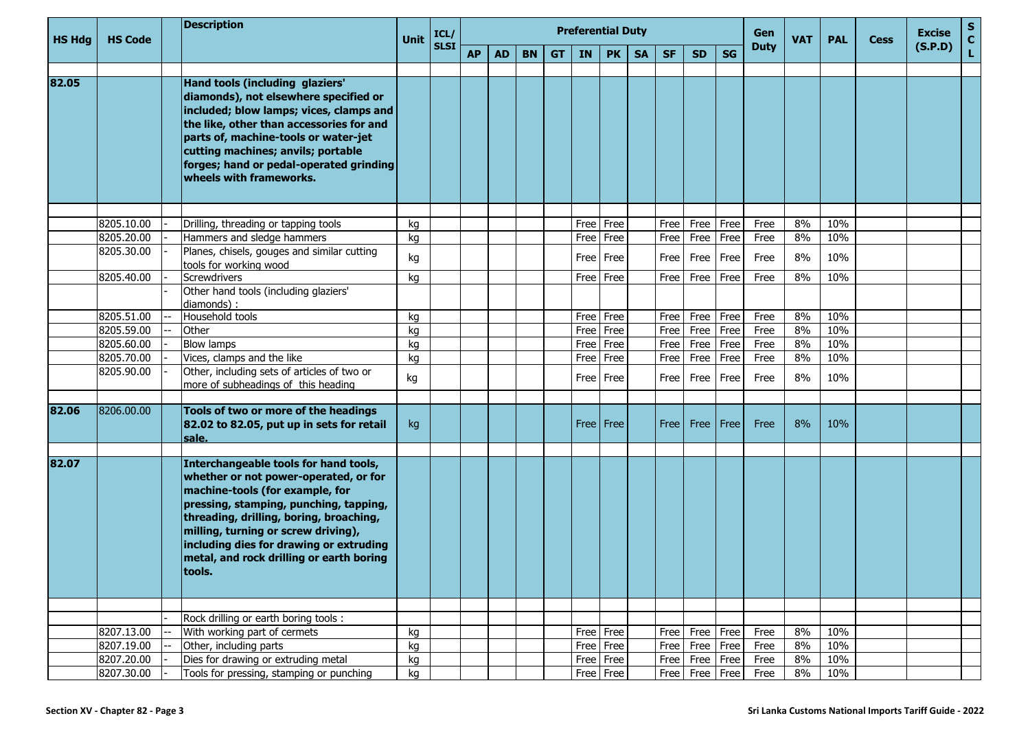| HS Hdg | HS Code | | Description | Unit | ICL/ SLSI | Preferential Duty | | | | | | | | | | Gen Duty | VAT | PAL | Cess | Excise (S.P.D) | SCL |
|---|---|---|---|---|---|---|---|---|---|---|---|---|---|---|---|---|---|---|---|---|---|
| | | | | | | AP | AD | BN | GT | IN | PK | SA | SF | SD | SG | | | | | | |
| | | | | | | | | | | | | | | | | | | | | | |
| **82.05** | | | **Hand tools (including glaziers' diamonds), not elsewhere specified or included; blow lamps; vices, clamps and the like, other than accessories for and parts of, machine-tools or water-jet cutting machines; anvils; portable forges; hand or pedal-operated grinding wheels with frameworks.** | | | | | | | | | | | | | | | | | | |
| | | | | | | | | | | | | | | | | | | | | | |
| | 8205.10.00 | - | Drilling, threading or tapping tools | kg | | | | | | Free | Free | | Free | Free | Free | Free | 8% | 10% | | | |
| | 8205.20.00 | - | Hammers and sledge hammers | kg | | | | | | Free | Free | | Free | Free | Free | Free | 8% | 10% | | | |
| | 8205.30.00 | - | Planes, chisels, gouges and similar cutting tools for working wood | kg | | | | | | Free | Free | | Free | Free | Free | Free | 8% | 10% | | | |
| | 8205.40.00 | - | Screwdrivers | kg | | | | | | Free | Free | | Free | Free | Free | Free | 8% | 10% | | | |
| | | - | Other hand tools (including glaziers' diamonds) : | | | | | | | | | | | | | | | | | | |
| | 8205.51.00 | -- | Household tools | kg | | | | | | Free | Free | | Free | Free | Free | Free | 8% | 10% | | | |
| | 8205.59.00 | -- | Other | kg | | | | | | Free | Free | | Free | Free | Free | Free | 8% | 10% | | | |
| | 8205.60.00 | - | Blow lamps | kg | | | | | | Free | Free | | Free | Free | Free | Free | 8% | 10% | | | |
| | 8205.70.00 | - | Vices, clamps and the like | kg | | | | | | Free | Free | | Free | Free | Free | Free | 8% | 10% | | | |
| | 8205.90.00 | - | Other, including sets of articles of two or more of subheadings of this heading | kg | | | | | | Free | Free | | Free | Free | Free | Free | 8% | 10% | | | |
| | | | | | | | | | | | | | | | | | | | | | |
| **82.06** | 8206.00.00 | | **Tools of two or more of the headings 82.02 to 82.05, put up in sets for retail sale.** | kg | | | | | | Free | Free | | Free | Free | Free | Free | 8% | 10% | | | |
| | | | | | | | | | | | | | | | | | | | | | |
| **82.07** | | | **Interchangeable tools for hand tools, whether or not power-operated, or for machine-tools (for example, for pressing, stamping, punching, tapping, threading, drilling, boring, broaching, milling, turning or screw driving), including dies for drawing or extruding metal, and rock drilling or earth boring tools.** | | | | | | | | | | | | | | | | | | |
| | | | | | | | | | | | | | | | | | | | | | |
| | | - | Rock drilling or earth boring tools : | | | | | | | | | | | | | | | | | | |
| | 8207.13.00 | -- | With working part of cermets | kg | | | | | | Free | Free | | Free | Free | Free | Free | 8% | 10% | | | |
| | 8207.19.00 | -- | Other, including parts | kg | | | | | | Free | Free | | Free | Free | Free | Free | 8% | 10% | | | |
| | 8207.20.00 | - | Dies for drawing or extruding metal | kg | | | | | | Free | Free | | Free | Free | Free | Free | 8% | 10% | | | |
| | 8207.30.00 | - | Tools for pressing, stamping or punching | kg | | | | | | Free | Free | | Free | Free | Free | Free | 8% | 10% | | | |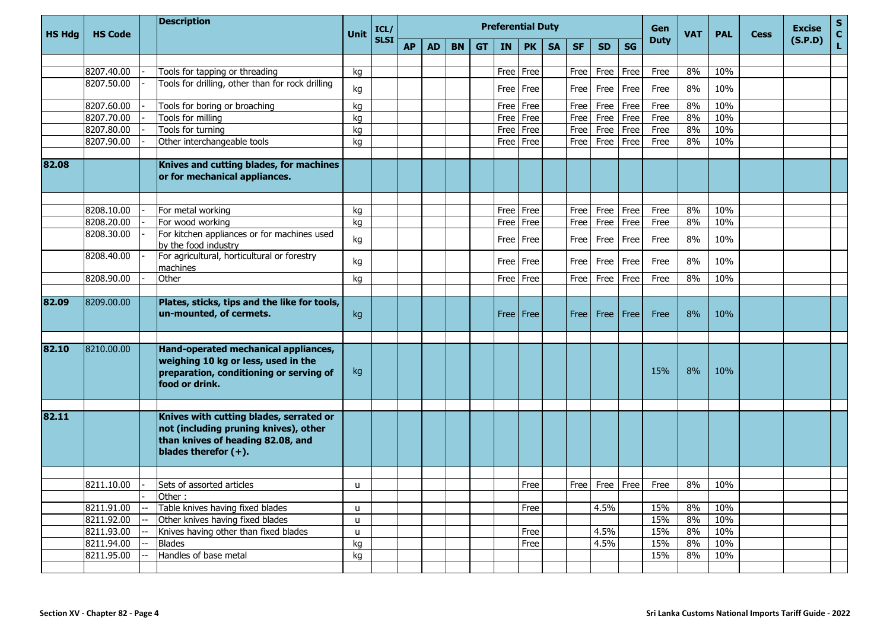| HS Hdg | HS Code | | Description | Unit | ICL/ SLSI | Preferential Duty | | | | | | | | | | Gen Duty | VAT | PAL | Cess | Excise (S.P.D) | SCL |
|---|---|---|---|---|---|---|---|---|---|---|---|---|---|---|---|---|---|---|---|---|---|
| | | | | | | AP | AD | BN | GT | IN | PK | SA | SF | SD | SG | | | | | | |
| | 8207.40.00 | - | Tools for tapping or threading | kg | | | | | | Free | Free | | Free | Free | Free | Free | 8% | 10% | | | |
| | 8207.50.00 | - | Tools for drilling, other than for rock drilling | kg | | | | | | Free | Free | | Free | Free | Free | Free | 8% | 10% | | | |
| | 8207.60.00 | - | Tools for boring or broaching | kg | | | | | | Free | Free | | Free | Free | Free | Free | 8% | 10% | | | |
| | 8207.70.00 | - | Tools for milling | kg | | | | | | Free | Free | | Free | Free | Free | Free | 8% | 10% | | | |
| | 8207.80.00 | - | Tools for turning | kg | | | | | | Free | Free | | Free | Free | Free | Free | 8% | 10% | | | |
| | 8207.90.00 | - | Other interchangeable tools | kg | | | | | | Free | Free | | Free | Free | Free | Free | 8% | 10% | | | |
| **82.08** | | | **Knives and cutting blades, for machines or for mechanical appliances.** | | | | | | | | | | | | | | | | | | |
| | 8208.10.00 | - | For metal working | kg | | | | | | Free | Free | | Free | Free | Free | Free | 8% | 10% | | | |
| | 8208.20.00 | - | For wood working | kg | | | | | | Free | Free | | Free | Free | Free | Free | 8% | 10% | | | |
| | 8208.30.00 | - | For kitchen appliances or for machines used by the food industry | kg | | | | | | Free | Free | | Free | Free | Free | Free | 8% | 10% | | | |
| | 8208.40.00 | - | For agricultural, horticultural or forestry machines | kg | | | | | | Free | Free | | Free | Free | Free | Free | 8% | 10% | | | |
| | 8208.90.00 | - | Other | kg | | | | | | Free | Free | | Free | Free | Free | Free | 8% | 10% | | | |
| **82.09** | 8209.00.00 | | **Plates, sticks, tips and the like for tools, un-mounted, of cermets.** | kg | | | | | | Free | Free | | Free | Free | Free | Free | 8% | 10% | | | |
| **82.10** | 8210.00.00 | | **Hand-operated mechanical appliances, weighing 10 kg or less, used in the preparation, conditioning or serving of food or drink.** | kg | | | | | | | | | | | | 15% | 8% | 10% | | | |
| **82.11** | | | **Knives with cutting blades, serrated or not (including pruning knives), other than knives of heading 82.08, and blades therefor (+).** | | | | | | | | | | | | | | | | | | |
| | 8211.10.00 | - | Sets of assorted articles | u | | | | | | | Free | | Free | Free | Free | Free | 8% | 10% | | | |
| | | - | Other : | | | | | | | | | | | | | | | | | | |
| | 8211.91.00 | -- | Table knives having fixed blades | u | | | | | | | Free | | | 4.5% | | 15% | 8% | 10% | | | |
| | 8211.92.00 | -- | Other knives having fixed blades | u | | | | | | | | | | | | 15% | 8% | 10% | | | |
| | 8211.93.00 | -- | Knives having other than fixed blades | u | | | | | | | Free | | | 4.5% | | 15% | 8% | 10% | | | |
| | 8211.94.00 | -- | Blades | kg | | | | | | | Free | | | 4.5% | | 15% | 8% | 10% | | | |
| | 8211.95.00 | -- | Handles of base metal | kg | | | | | | | | | | | | 15% | 8% | 10% | | | |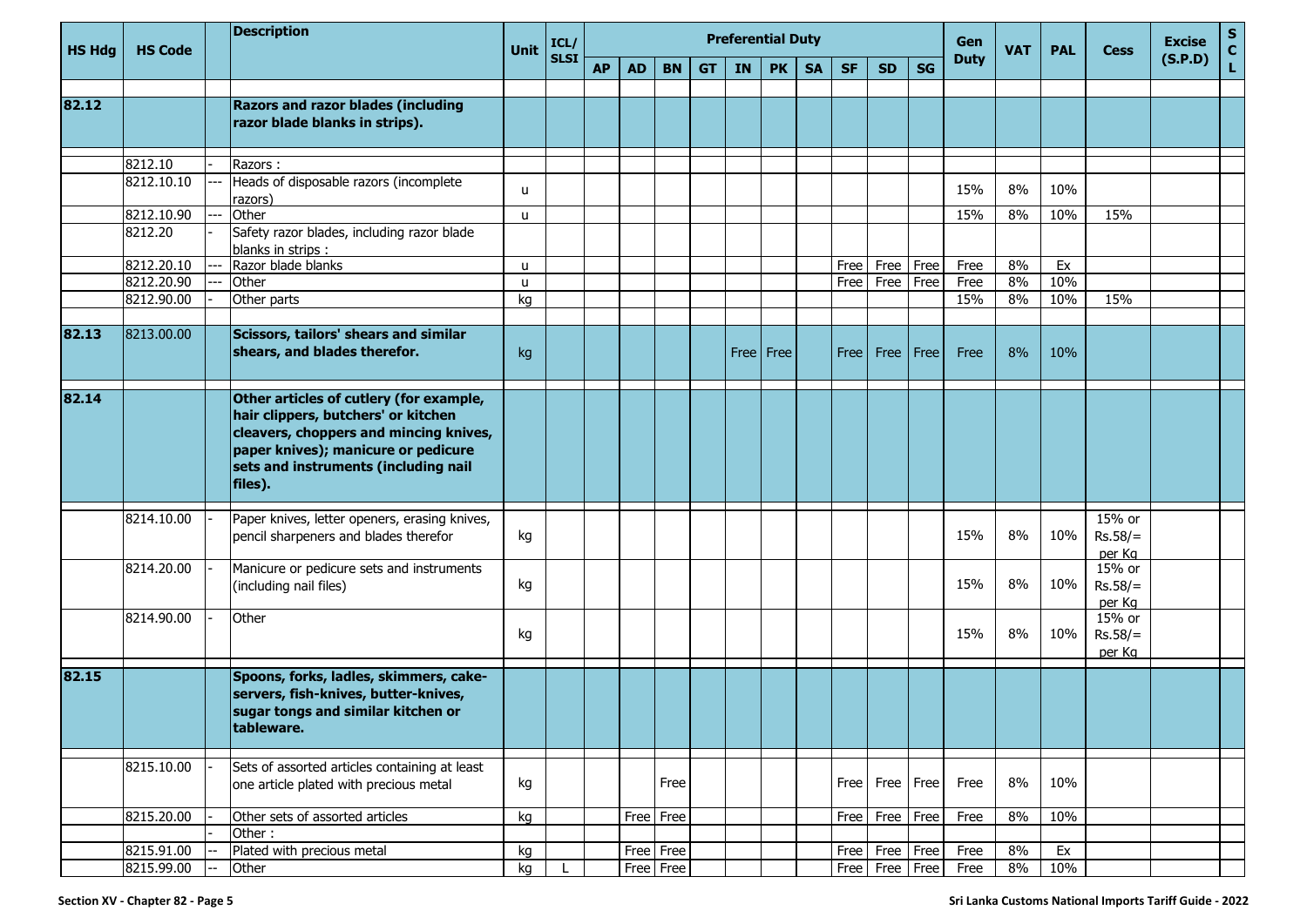| HS Hdg | HS Code | | Description | Unit | ICL/ SLSI | Preferential Duty | | | | | | | | | | Gen Duty | VAT | PAL | Cess | Excise (S.P.D) | SCL |
|---|---|---|---|---|---|---|---|---|---|---|---|---|---|---|---|---|---|---|---|---|---|
| | | | | | | AP | AD | BN | GT | IN | PK | SA | SF | SD | SG | | | | | | |
| **82.12** | | | **Razors and razor blades (including razor blade blanks in strips).** | | | | | | | | | | | | | | | | | | |
| | 8212.10 | - | Razors : | | | | | | | | | | | | | | | | | | |
| | 8212.10.10 | --- | Heads of disposable razors (incomplete razors) | u | | | | | | | | | | | | 15% | 8% | 10% | | | |
| | 8212.10.90 | --- | Other | u | | | | | | | | | | | | 15% | 8% | 10% | 15% | | |
| | 8212.20 | - | Safety razor blades, including razor blade blanks in strips : | | | | | | | | | | | | | | | | | | |
| | 8212.20.10 | --- | Razor blade blanks | u | | | | | | | | | Free | Free | Free | Free | 8% | Ex | | | |
| | 8212.20.90 | --- | Other | u | | | | | | | | | Free | Free | Free | Free | 8% | 10% | | | |
| | 8212.90.00 | - | Other parts | kg | | | | | | | | | | | | 15% | 8% | 10% | 15% | | |
| **82.13** | 8213.00.00 | | **Scissors, tailors' shears and similar shears, and blades therefor.** | kg | | | | | | Free | Free | | Free | Free | Free | Free | 8% | 10% | | | |
| **82.14** | | | **Other articles of cutlery (for example, hair clippers, butchers' or kitchen cleavers, choppers and mincing knives, paper knives); manicure or pedicure sets and instruments (including nail files).** | | | | | | | | | | | | | | | | | | |
| | 8214.10.00 | - | Paper knives, letter openers, erasing knives, pencil sharpeners and blades therefor | kg | | | | | | | | | | | | 15% | 8% | 10% | 15% or Rs.58/= per Kg | | |
| | 8214.20.00 | - | Manicure or pedicure sets and instruments (including nail files) | kg | | | | | | | | | | | | 15% | 8% | 10% | 15% or Rs.58/= per Kg | | |
| | 8214.90.00 | - | Other | kg | | | | | | | | | | | | 15% | 8% | 10% | 15% or Rs.58/= per Kg | | |
| **82.15** | | | **Spoons, forks, ladles, skimmers, cake-servers, fish-knives, butter-knives, sugar tongs and similar kitchen or tableware.** | | | | | | | | | | | | | | | | | | |
| | 8215.10.00 | - | Sets of assorted articles containing at least one article plated with precious metal | kg | | | | Free | | | | | Free | Free | Free | Free | 8% | 10% | | | |
| | 8215.20.00 | - | Other sets of assorted articles | kg | | | Free | Free | | | | | Free | Free | Free | Free | 8% | 10% | | | |
| | | - | Other : | | | | | | | | | | | | | | | | | | |
| | 8215.91.00 | -- | Plated with precious metal | kg | | | Free | Free | | | | | Free | Free | Free | Free | 8% | Ex | | | |
| | 8215.99.00 | -- | Other | kg | L | | Free | Free | | | | | Free | Free | Free | Free | 8% | 10% | | | |